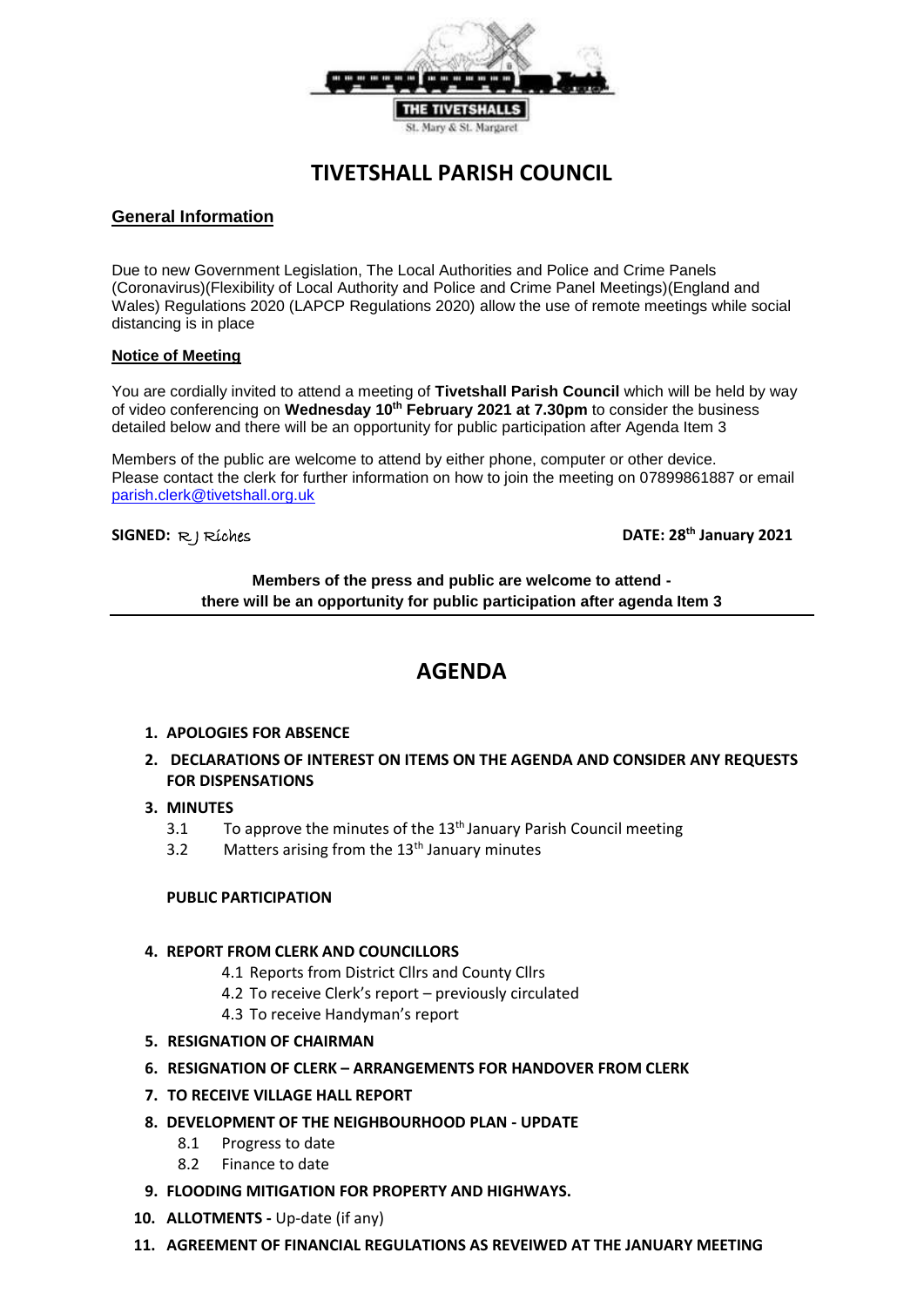THE TIVETSHALLS

St. Mary & St. Margaret

# TIVETSHALL PARISH COUNCIL

## General Information

Due to new Government Legislation, The Local Authorities and Police and Crime Panels (Coronavirus)(Flexibility of Local Authority and Police and Crime Panel Meetings)(England and Wales) Regulations 2020 (LAPCP Regulations 2020) allow the use of remote meetings while social distancing is in place

### Notice of Meeting

You are cordially invited to attend a meeting of **Tivetshall Parish Council** which will be held by way of video conferencing on **Wednesday 10th February 2021 at 7.30pm** to consider the business detailed below and there will be an opportunity for public participation after Agenda Item 3

Members of the public are welcome to attend by either phone, computer or other device.
Please contact the clerk for further information on how to join the meeting on 07899861887 or email parish.clerk@tivetshall.org.uk

**SIGNED:** RJ Riches **DATE: 28th January 2021**

**Members of the press and public are welcome to attend - there will be an opportunity for public participation after agenda Item 3**

# AGENDA

1. **APOLOGIES FOR ABSENCE**
2. **DECLARATIONS OF INTEREST ON ITEMS ON THE AGENDA AND CONSIDER ANY REQUESTS FOR DISPENSATIONS**
3. **MINUTES**
   - 3.1 To approve the minutes of the 13th January Parish Council meeting
   - 3.2 Matters arising from the 13th January minutes

   **PUBLIC PARTICIPATION**

4. **REPORT FROM CLERK AND COUNCILLORS**
   - 4.1 Reports from District Cllrs and County Cllrs
   - 4.2 To receive Clerk's report – previously circulated
   - 4.3 To receive Handyman's report
5. **RESIGNATION OF CHAIRMAN**
6. **RESIGNATION OF CLERK – ARRANGEMENTS FOR HANDOVER FROM CLERK**
7. **TO RECEIVE VILLAGE HALL REPORT**
8. **DEVELOPMENT OF THE NEIGHBOURHOOD PLAN - UPDATE**
   - 8.1 Progress to date
   - 8.2 Finance to date
9. **FLOODING MITIGATION FOR PROPERTY AND HIGHWAYS.**
10. **ALLOTMENTS -** Up-date (if any)
11. **AGREEMENT OF FINANCIAL REGULATIONS AS REVEIWED AT THE JANUARY MEETING**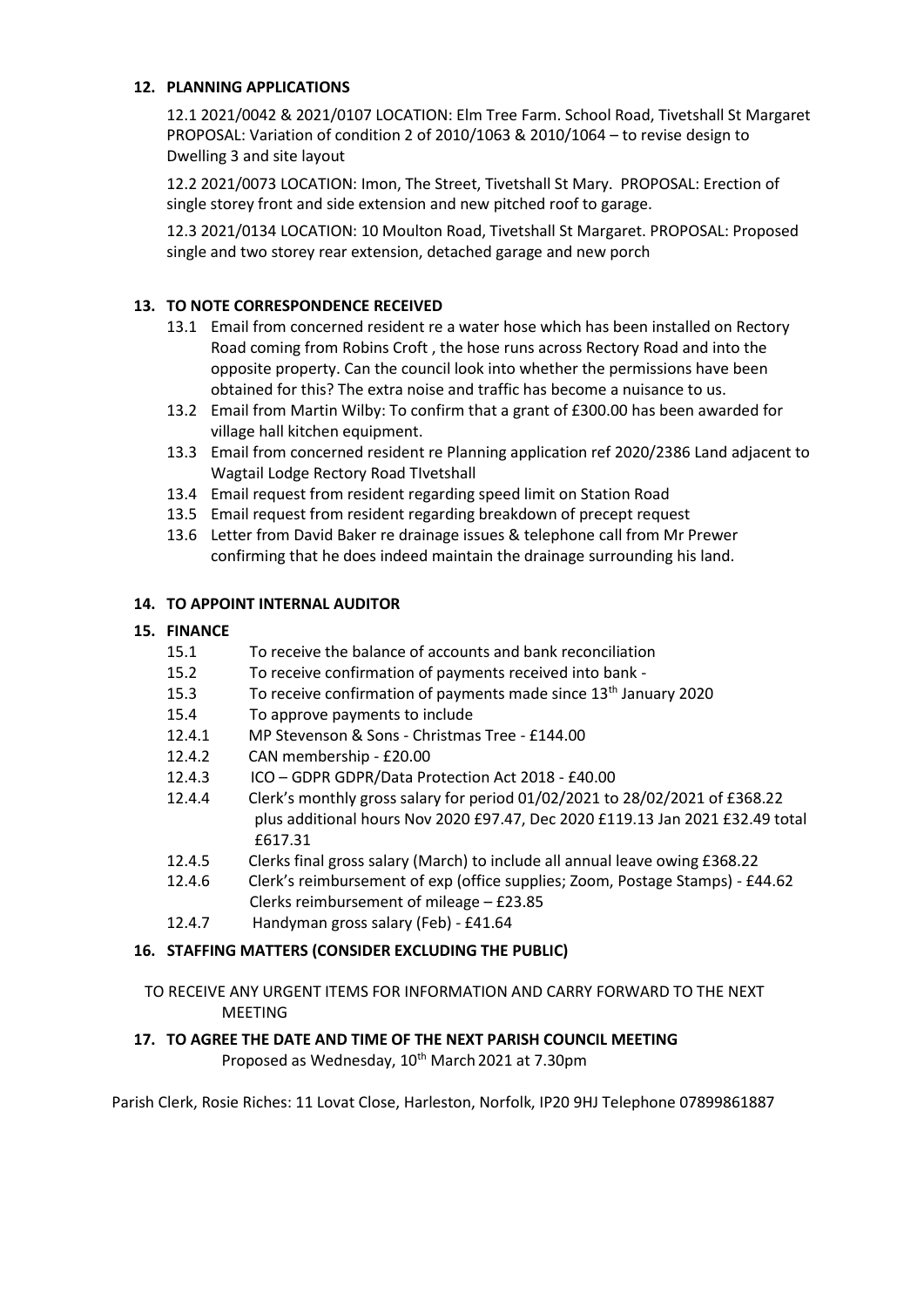## 12. PLANNING APPLICATIONS

12.1 2021/0042 & 2021/0107 LOCATION: Elm Tree Farm. School Road, Tivetshall St Margaret PROPOSAL: Variation of condition 2 of 2010/1063 & 2010/1064 – to revise design to Dwelling 3 and site layout

12.2 2021/0073 LOCATION: Imon, The Street, Tivetshall St Mary. PROPOSAL: Erection of single storey front and side extension and new pitched roof to garage.

12.3 2021/0134 LOCATION: 10 Moulton Road, Tivetshall St Margaret. PROPOSAL: Proposed single and two storey rear extension, detached garage and new porch

## 13. TO NOTE CORRESPONDENCE RECEIVED

13.1 Email from concerned resident re a water hose which has been installed on Rectory Road coming from Robins Croft , the hose runs across Rectory Road and into the opposite property. Can the council look into whether the permissions have been obtained for this? The extra noise and traffic has become a nuisance to us.

13.2 Email from Martin Wilby: To confirm that a grant of £300.00 has been awarded for village hall kitchen equipment.

13.3 Email from concerned resident re Planning application ref 2020/2386 Land adjacent to Wagtail Lodge Rectory Road TIvetshall

13.4 Email request from resident regarding speed limit on Station Road

13.5 Email request from resident regarding breakdown of precept request

13.6 Letter from David Baker re drainage issues & telephone call from Mr Prewer confirming that he does indeed maintain the drainage surrounding his land.

## 14. TO APPOINT INTERNAL AUDITOR

## 15. FINANCE

15.1 To receive the balance of accounts and bank reconciliation

15.2 To receive confirmation of payments received into bank -

15.3 To receive confirmation of payments made since 13th January 2020

15.4 To approve payments to include

12.4.1 MP Stevenson & Sons - Christmas Tree - £144.00

12.4.2 CAN membership - £20.00

12.4.3 ICO – GDPR GDPR/Data Protection Act 2018 - £40.00

12.4.4 Clerk's monthly gross salary for period 01/02/2021 to 28/02/2021 of £368.22 plus additional hours Nov 2020 £97.47, Dec 2020 £119.13 Jan 2021 £32.49 total £617.31

12.4.5 Clerks final gross salary (March) to include all annual leave owing £368.22

12.4.6 Clerk's reimbursement of exp (office supplies; Zoom, Postage Stamps) - £44.62
Clerks reimbursement of mileage – £23.85

12.4.7 Handyman gross salary (Feb) - £41.64

## 16. STAFFING MATTERS (CONSIDER EXCLUDING THE PUBLIC)

TO RECEIVE ANY URGENT ITEMS FOR INFORMATION AND CARRY FORWARD TO THE NEXT MEETING

## 17. TO AGREE THE DATE AND TIME OF THE NEXT PARISH COUNCIL MEETING

Proposed as Wednesday, 10th March 2021 at 7.30pm

Parish Clerk, Rosie Riches: 11 Lovat Close, Harleston, Norfolk, IP20 9HJ Telephone 07899861887